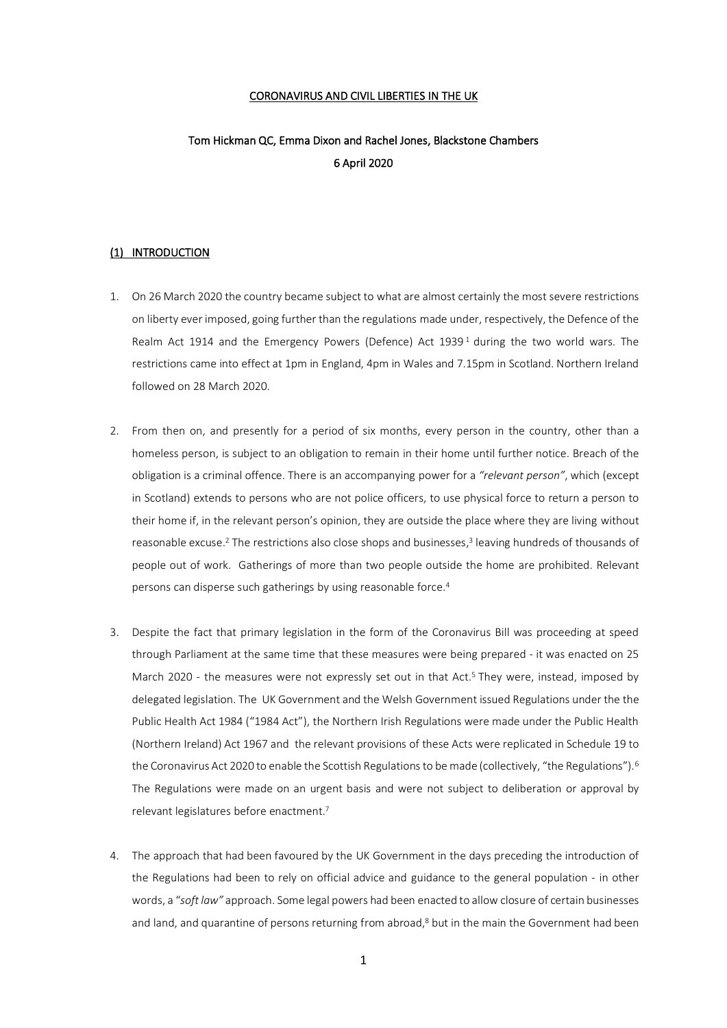# CORONAVIRUS AND CIVIL LIBERTIES IN THE UK

**Tom Hickman QC, Emma Dixon and Rachel Jones, Blackstone Chambers**

**6 April 2020**

## (1) INTRODUCTION

1. On 26 March 2020 the country became subject to what are almost certainly the most severe restrictions on liberty ever imposed, going further than the regulations made under, respectively, the Defence of the Realm Act 1914 and the Emergency Powers (Defence) Act 1939[1] during the two world wars. The restrictions came into effect at 1pm in England, 4pm in Wales and 7.15pm in Scotland. Northern Ireland followed on 28 March 2020.

2. From then on, and presently for a period of six months, every person in the country, other than a homeless person, is subject to an obligation to remain in their home until further notice. Breach of the obligation is a criminal offence. There is an accompanying power for a *"relevant person"*, which (except in Scotland) extends to persons who are not police officers, to use physical force to return a person to their home if, in the relevant person's opinion, they are outside the place where they are living without reasonable excuse.[2] The restrictions also close shops and businesses,[3] leaving hundreds of thousands of people out of work. Gatherings of more than two people outside the home are prohibited. Relevant persons can disperse such gatherings by using reasonable force.[4]

3. Despite the fact that primary legislation in the form of the Coronavirus Bill was proceeding at speed through Parliament at the same time that these measures were being prepared - it was enacted on 25 March 2020 - the measures were not expressly set out in that Act.[5] They were, instead, imposed by delegated legislation. The UK Government and the Welsh Government issued Regulations under the the Public Health Act 1984 ("1984 Act"), the Northern Irish Regulations were made under the Public Health (Northern Ireland) Act 1967 and the relevant provisions of these Acts were replicated in Schedule 19 to the Coronavirus Act 2020 to enable the Scottish Regulations to be made (collectively, "the Regulations").[6] The Regulations were made on an urgent basis and were not subject to deliberation or approval by relevant legislatures before enactment.[7]

4. The approach that had been favoured by the UK Government in the days preceding the introduction of the Regulations had been to rely on official advice and guidance to the general population - in other words, a "*soft law"* approach. Some legal powers had been enacted to allow closure of certain businesses and land, and quarantine of persons returning from abroad,[8] but in the main the Government had been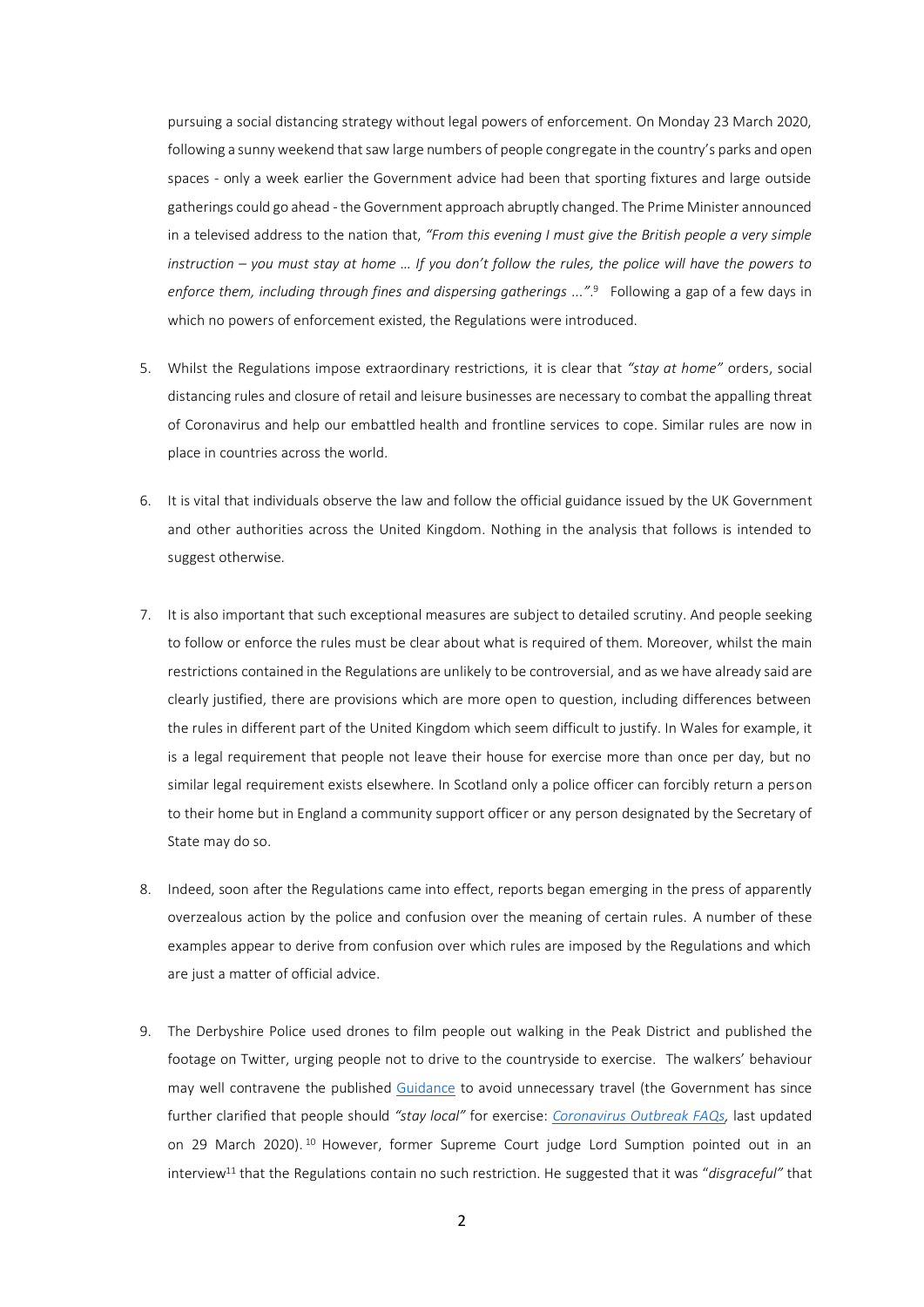pursuing a social distancing strategy without legal powers of enforcement. On Monday 23 March 2020, following a sunny weekend that saw large numbers of people congregate in the country's parks and open spaces - only a week earlier the Government advice had been that sporting fixtures and large outside gatherings could go ahead - the Government approach abruptly changed. The Prime Minister announced in a televised address to the nation that, *"From this evening I must give the British people a very simple instruction – you must stay at home … If you don't follow the rules, the police will have the powers to enforce them, including through fines and dispersing gatherings …"*.[9] Following a gap of a few days in which no powers of enforcement existed, the Regulations were introduced.

5. Whilst the Regulations impose extraordinary restrictions, it is clear that *"stay at home"* orders, social distancing rules and closure of retail and leisure businesses are necessary to combat the appalling threat of Coronavirus and help our embattled health and frontline services to cope. Similar rules are now in place in countries across the world.

6. It is vital that individuals observe the law and follow the official guidance issued by the UK Government and other authorities across the United Kingdom. Nothing in the analysis that follows is intended to suggest otherwise.

7. It is also important that such exceptional measures are subject to detailed scrutiny. And people seeking to follow or enforce the rules must be clear about what is required of them. Moreover, whilst the main restrictions contained in the Regulations are unlikely to be controversial, and as we have already said are clearly justified, there are provisions which are more open to question, including differences between the rules in different part of the United Kingdom which seem difficult to justify. In Wales for example, it is a legal requirement that people not leave their house for exercise more than once per day, but no similar legal requirement exists elsewhere. In Scotland only a police officer can forcibly return a person to their home but in England a community support officer or any person designated by the Secretary of State may do so.

8. Indeed, soon after the Regulations came into effect, reports began emerging in the press of apparently overzealous action by the police and confusion over the meaning of certain rules. A number of these examples appear to derive from confusion over which rules are imposed by the Regulations and which are just a matter of official advice.

9. The Derbyshire Police used drones to film people out walking in the Peak District and published the footage on Twitter, urging people not to drive to the countryside to exercise. The walkers' behaviour may well contravene the published Guidance to avoid unnecessary travel (the Government has since further clarified that people should *"stay local"* for exercise: *Coronavirus Outbreak FAQs*, last updated on 29 March 2020).[10] However, former Supreme Court judge Lord Sumption pointed out in an interview[11] that the Regulations contain no such restriction. He suggested that it was "*disgraceful"* that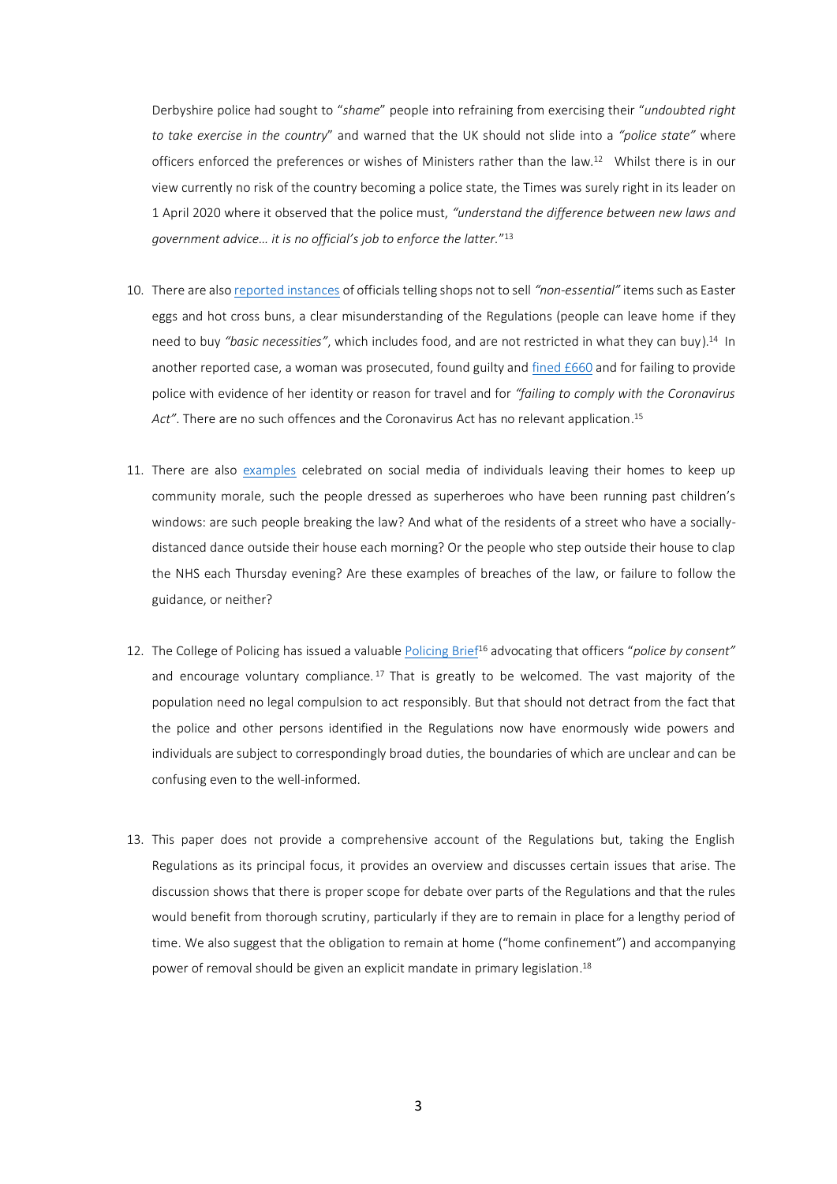Derbyshire police had sought to "*shame*" people into refraining from exercising their "*undoubted right to take exercise in the country*" and warned that the UK should not slide into a *"police state"* where officers enforced the preferences or wishes of Ministers rather than the law.[12] Whilst there is in our view currently no risk of the country becoming a police state, the Times was surely right in its leader on 1 April 2020 where it observed that the police must, *"understand the difference between new laws and government advice… it is no official's job to enforce the latter.*"[13]

10. There are also reported instances of officials telling shops not to sell *"non-essential"* items such as Easter eggs and hot cross buns, a clear misunderstanding of the Regulations (people can leave home if they need to buy *"basic necessities"*, which includes food, and are not restricted in what they can buy).[14] In another reported case, a woman was prosecuted, found guilty and fined £660 and for failing to provide police with evidence of her identity or reason for travel and for *"failing to comply with the Coronavirus Act"*. There are no such offences and the Coronavirus Act has no relevant application.[15]

11. There are also examples celebrated on social media of individuals leaving their homes to keep up community morale, such the people dressed as superheroes who have been running past children's windows: are such people breaking the law? And what of the residents of a street who have a socially-distanced dance outside their house each morning? Or the people who step outside their house to clap the NHS each Thursday evening? Are these examples of breaches of the law, or failure to follow the guidance, or neither?

12. The College of Policing has issued a valuable Policing Brief[16] advocating that officers "*police by consent"* and encourage voluntary compliance.[17] That is greatly to be welcomed. The vast majority of the population need no legal compulsion to act responsibly. But that should not detract from the fact that the police and other persons identified in the Regulations now have enormously wide powers and individuals are subject to correspondingly broad duties, the boundaries of which are unclear and can be confusing even to the well-informed.

13. This paper does not provide a comprehensive account of the Regulations but, taking the English Regulations as its principal focus, it provides an overview and discusses certain issues that arise. The discussion shows that there is proper scope for debate over parts of the Regulations and that the rules would benefit from thorough scrutiny, particularly if they are to remain in place for a lengthy period of time. We also suggest that the obligation to remain at home ("home confinement") and accompanying power of removal should be given an explicit mandate in primary legislation.[18]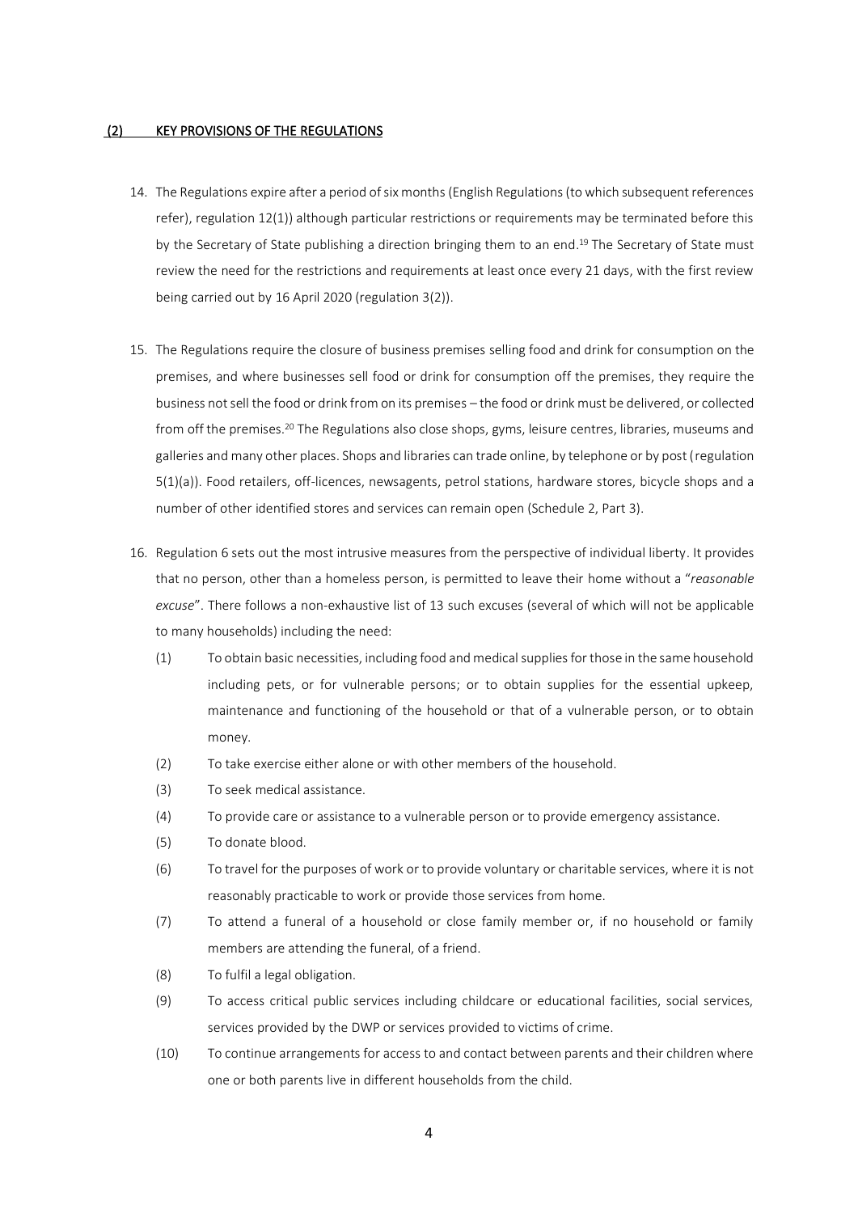## (2) KEY PROVISIONS OF THE REGULATIONS

14. The Regulations expire after a period of six months (English Regulations (to which subsequent references refer), regulation 12(1)) although particular restrictions or requirements may be terminated before this by the Secretary of State publishing a direction bringing them to an end.[19] The Secretary of State must review the need for the restrictions and requirements at least once every 21 days, with the first review being carried out by 16 April 2020 (regulation 3(2)).

15. The Regulations require the closure of business premises selling food and drink for consumption on the premises, and where businesses sell food or drink for consumption off the premises, they require the business not sell the food or drink from on its premises – the food or drink must be delivered, or collected from off the premises.[20] The Regulations also close shops, gyms, leisure centres, libraries, museums and galleries and many other places. Shops and libraries can trade online, by telephone or by post (regulation 5(1)(a)). Food retailers, off-licences, newsagents, petrol stations, hardware stores, bicycle shops and a number of other identified stores and services can remain open (Schedule 2, Part 3).

16. Regulation 6 sets out the most intrusive measures from the perspective of individual liberty. It provides that no person, other than a homeless person, is permitted to leave their home without a "*reasonable excuse*". There follows a non-exhaustive list of 13 such excuses (several of which will not be applicable to many households) including the need:

    (1) To obtain basic necessities, including food and medical supplies for those in the same household including pets, or for vulnerable persons; or to obtain supplies for the essential upkeep, maintenance and functioning of the household or that of a vulnerable person, or to obtain money.

    (2) To take exercise either alone or with other members of the household.

    (3) To seek medical assistance.

    (4) To provide care or assistance to a vulnerable person or to provide emergency assistance.

    (5) To donate blood.

    (6) To travel for the purposes of work or to provide voluntary or charitable services, where it is not reasonably practicable to work or provide those services from home.

    (7) To attend a funeral of a household or close family member or, if no household or family members are attending the funeral, of a friend.

    (8) To fulfil a legal obligation.

    (9) To access critical public services including childcare or educational facilities, social services, services provided by the DWP or services provided to victims of crime.

    (10) To continue arrangements for access to and contact between parents and their children where one or both parents live in different households from the child.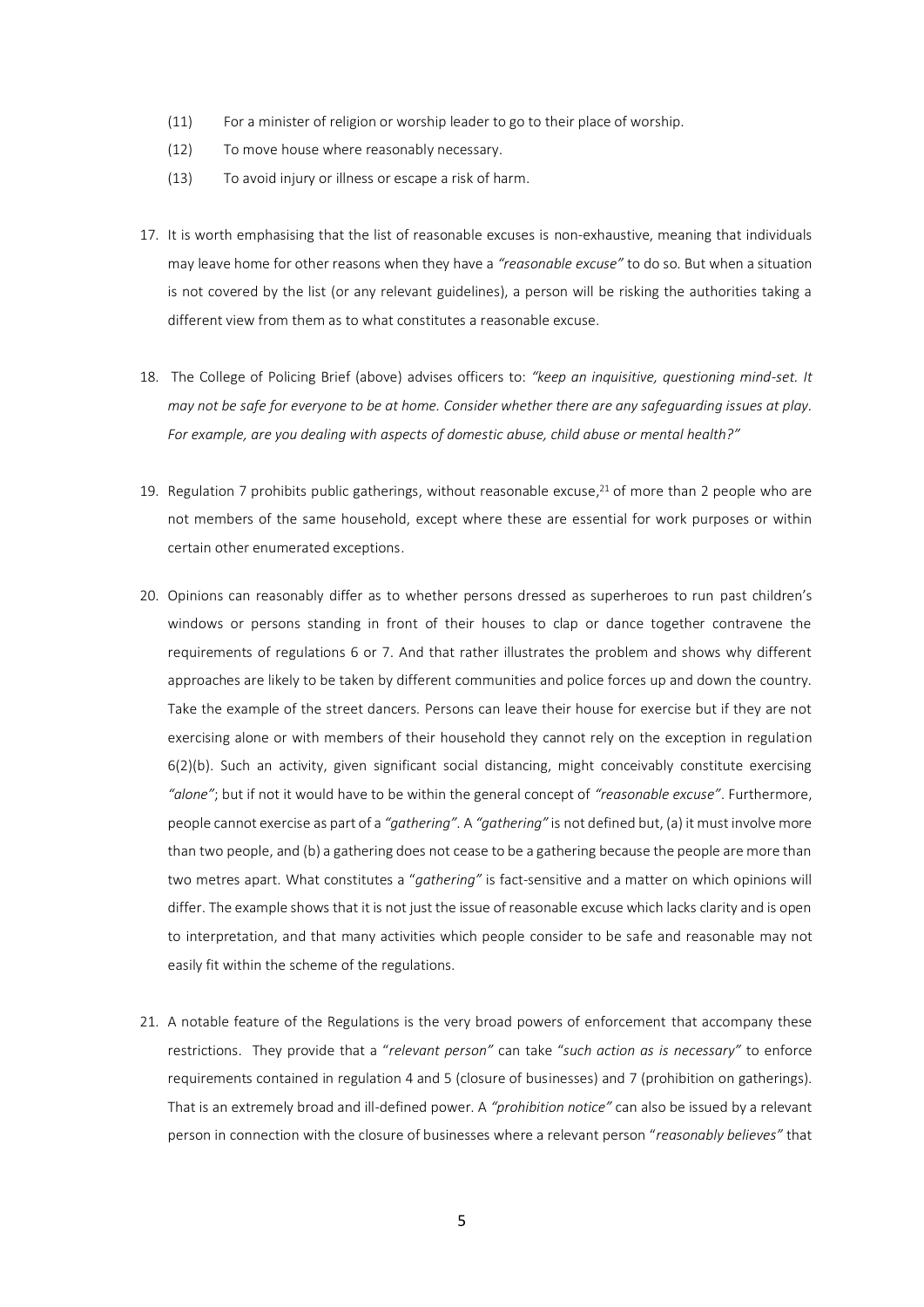(11) For a minister of religion or worship leader to go to their place of worship.

(12) To move house where reasonably necessary.

(13) To avoid injury or illness or escape a risk of harm.

17. It is worth emphasising that the list of reasonable excuses is non-exhaustive, meaning that individuals may leave home for other reasons when they have a *"reasonable excuse"* to do so. But when a situation is not covered by the list (or any relevant guidelines), a person will be risking the authorities taking a different view from them as to what constitutes a reasonable excuse.

18. The College of Policing Brief (above) advises officers to: *"keep an inquisitive, questioning mind-set. It may not be safe for everyone to be at home. Consider whether there are any safeguarding issues at play. For example, are you dealing with aspects of domestic abuse, child abuse or mental health?"*

19. Regulation 7 prohibits public gatherings, without reasonable excuse,[21] of more than 2 people who are not members of the same household, except where these are essential for work purposes or within certain other enumerated exceptions.

20. Opinions can reasonably differ as to whether persons dressed as superheroes to run past children's windows or persons standing in front of their houses to clap or dance together contravene the requirements of regulations 6 or 7. And that rather illustrates the problem and shows why different approaches are likely to be taken by different communities and police forces up and down the country. Take the example of the street dancers. Persons can leave their house for exercise but if they are not exercising alone or with members of their household they cannot rely on the exception in regulation 6(2)(b). Such an activity, given significant social distancing, might conceivably constitute exercising *"alone"*; but if not it would have to be within the general concept of *"reasonable excuse"*. Furthermore, people cannot exercise as part of a *"gathering"*. A *"gathering"* is not defined but, (a) it must involve more than two people, and (b) a gathering does not cease to be a gathering because the people are more than two metres apart. What constitutes a "*gathering"* is fact-sensitive and a matter on which opinions will differ. The example shows that it is not just the issue of reasonable excuse which lacks clarity and is open to interpretation, and that many activities which people consider to be safe and reasonable may not easily fit within the scheme of the regulations.

21. A notable feature of the Regulations is the very broad powers of enforcement that accompany these restrictions. They provide that a "*relevant person"* can take "*such action as is necessary"* to enforce requirements contained in regulation 4 and 5 (closure of businesses) and 7 (prohibition on gatherings). That is an extremely broad and ill-defined power. A *"prohibition notice"* can also be issued by a relevant person in connection with the closure of businesses where a relevant person "*reasonably believes"* that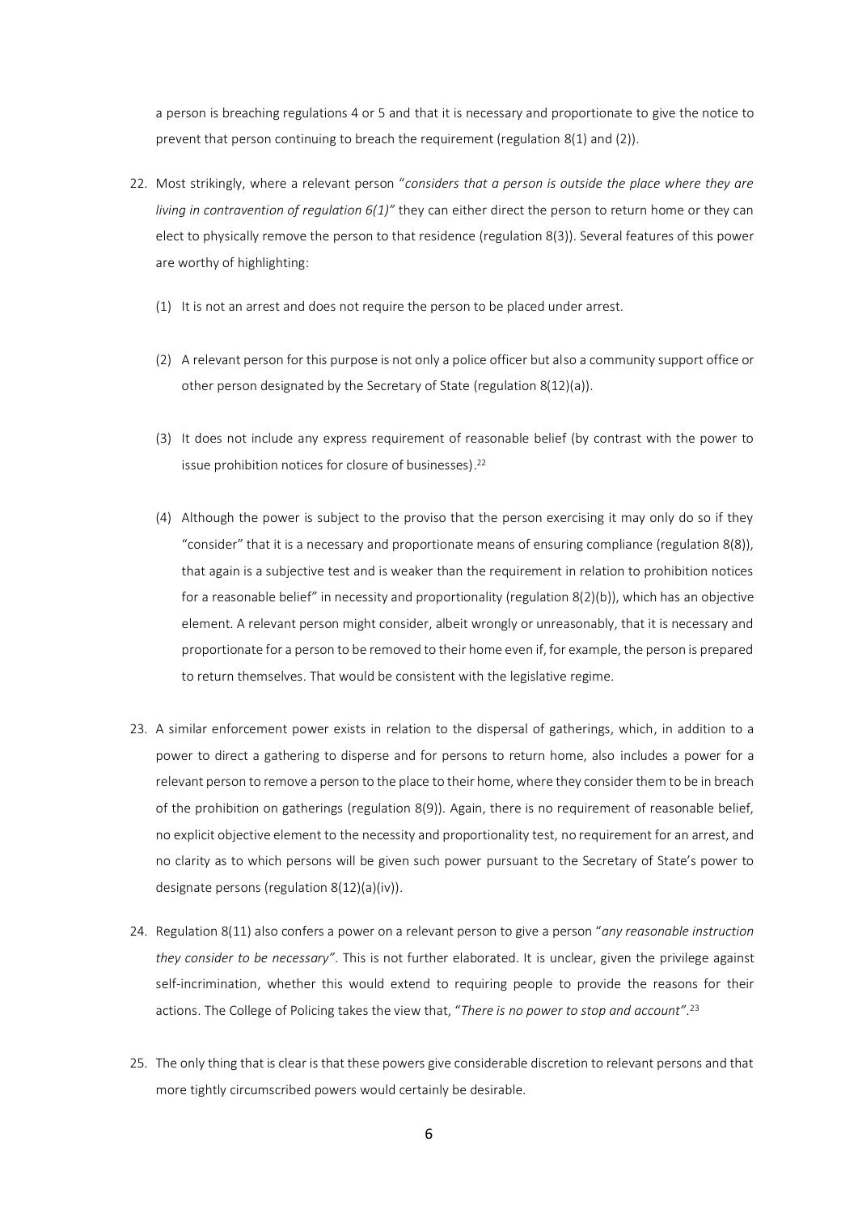a person is breaching regulations 4 or 5 and that it is necessary and proportionate to give the notice to prevent that person continuing to breach the requirement (regulation 8(1) and (2)).

22. Most strikingly, where a relevant person "*considers that a person is outside the place where they are living in contravention of regulation 6(1)"* they can either direct the person to return home or they can elect to physically remove the person to that residence (regulation 8(3)). Several features of this power are worthy of highlighting:

    (1) It is not an arrest and does not require the person to be placed under arrest.

    (2) A relevant person for this purpose is not only a police officer but also a community support office or other person designated by the Secretary of State (regulation 8(12)(a)).

    (3) It does not include any express requirement of reasonable belief (by contrast with the power to issue prohibition notices for closure of businesses).[22]

    (4) Although the power is subject to the proviso that the person exercising it may only do so if they "consider" that it is a necessary and proportionate means of ensuring compliance (regulation 8(8)), that again is a subjective test and is weaker than the requirement in relation to prohibition notices for a reasonable belief" in necessity and proportionality (regulation 8(2)(b)), which has an objective element. A relevant person might consider, albeit wrongly or unreasonably, that it is necessary and proportionate for a person to be removed to their home even if, for example, the person is prepared to return themselves. That would be consistent with the legislative regime.

23. A similar enforcement power exists in relation to the dispersal of gatherings, which, in addition to a power to direct a gathering to disperse and for persons to return home, also includes a power for a relevant person to remove a person to the place to their home, where they consider them to be in breach of the prohibition on gatherings (regulation 8(9)). Again, there is no requirement of reasonable belief, no explicit objective element to the necessity and proportionality test, no requirement for an arrest, and no clarity as to which persons will be given such power pursuant to the Secretary of State's power to designate persons (regulation 8(12)(a)(iv)).

24. Regulation 8(11) also confers a power on a relevant person to give a person "*any reasonable instruction they consider to be necessary"*. This is not further elaborated. It is unclear, given the privilege against self-incrimination, whether this would extend to requiring people to provide the reasons for their actions. The College of Policing takes the view that, "*There is no power to stop and account"*.[23]

25. The only thing that is clear is that these powers give considerable discretion to relevant persons and that more tightly circumscribed powers would certainly be desirable.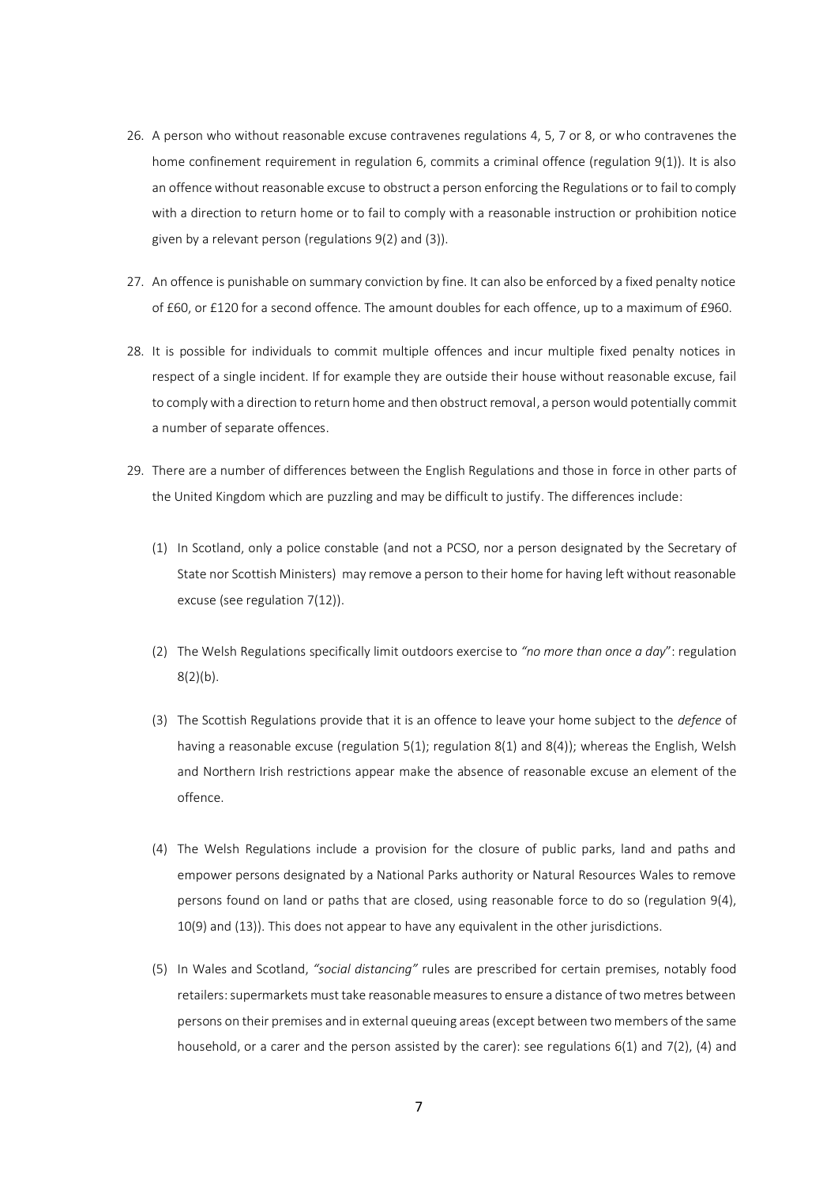26. A person who without reasonable excuse contravenes regulations 4, 5, 7 or 8, or who contravenes the home confinement requirement in regulation 6, commits a criminal offence (regulation 9(1)). It is also an offence without reasonable excuse to obstruct a person enforcing the Regulations or to fail to comply with a direction to return home or to fail to comply with a reasonable instruction or prohibition notice given by a relevant person (regulations 9(2) and (3)).

27. An offence is punishable on summary conviction by fine. It can also be enforced by a fixed penalty notice of £60, or £120 for a second offence. The amount doubles for each offence, up to a maximum of £960.

28. It is possible for individuals to commit multiple offences and incur multiple fixed penalty notices in respect of a single incident. If for example they are outside their house without reasonable excuse, fail to comply with a direction to return home and then obstruct removal, a person would potentially commit a number of separate offences.

29. There are a number of differences between the English Regulations and those in force in other parts of the United Kingdom which are puzzling and may be difficult to justify. The differences include:

    (1) In Scotland, only a police constable (and not a PCSO, nor a person designated by the Secretary of State nor Scottish Ministers) may remove a person to their home for having left without reasonable excuse (see regulation 7(12)).

    (2) The Welsh Regulations specifically limit outdoors exercise to *"no more than once a day"*: regulation 8(2)(b).

    (3) The Scottish Regulations provide that it is an offence to leave your home subject to the *defence* of having a reasonable excuse (regulation 5(1); regulation 8(1) and 8(4)); whereas the English, Welsh and Northern Irish restrictions appear make the absence of reasonable excuse an element of the offence.

    (4) The Welsh Regulations include a provision for the closure of public parks, land and paths and empower persons designated by a National Parks authority or Natural Resources Wales to remove persons found on land or paths that are closed, using reasonable force to do so (regulation 9(4), 10(9) and (13)). This does not appear to have any equivalent in the other jurisdictions.

    (5) In Wales and Scotland, *"social distancing"* rules are prescribed for certain premises, notably food retailers: supermarkets must take reasonable measures to ensure a distance of two metres between persons on their premises and in external queuing areas (except between two members of the same household, or a carer and the person assisted by the carer): see regulations 6(1) and 7(2), (4) and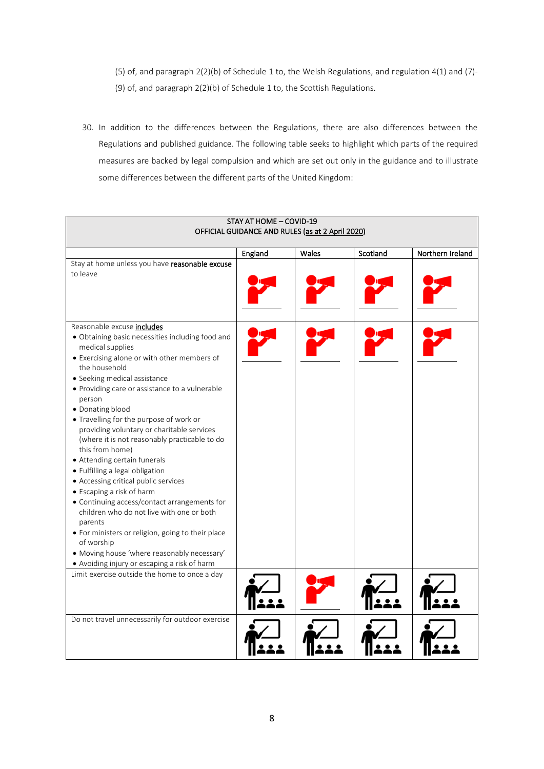(5) of, and paragraph 2(2)(b) of Schedule 1 to, the Welsh Regulations, and regulation 4(1) and (7)-(9) of, and paragraph 2(2)(b) of Schedule 1 to, the Scottish Regulations.

30. In addition to the differences between the Regulations, there are also differences between the Regulations and published guidance. The following table seeks to highlight which parts of the required measures are backed by legal compulsion and which are set out only in the guidance and to illustrate some differences between the different parts of the United Kingdom:

| STAY AT HOME – COVID-19<br>OFFICIAL GUIDANCE AND RULES (as at 2 April 2020) | | | | |
|---|---|---|---|---|
| | England | Wales | Scotland | Northern Ireland |
| Stay at home unless you have **reasonable excuse** to leave | | | | |
| Reasonable excuse **includes**<br>• Obtaining basic necessities including food and medical supplies<br>• Exercising alone or with other members of the household<br>• Seeking medical assistance<br>• Providing care or assistance to a vulnerable person<br>• Donating blood<br>• Travelling for the purpose of work or providing voluntary or charitable services (where it is not reasonably practicable to do this from home)<br>• Attending certain funerals<br>• Fulfilling a legal obligation<br>• Accessing critical public services<br>• Escaping a risk of harm<br>• Continuing access/contact arrangements for children who do not live with one or both parents<br>• For ministers or religion, going to their place of worship<br>• Moving house 'where reasonably necessary'<br>• Avoiding injury or escaping a risk of harm | | | | |
| Limit exercise outside the home to once a day | | | | |
| Do not travel unnecessarily for outdoor exercise | | | | |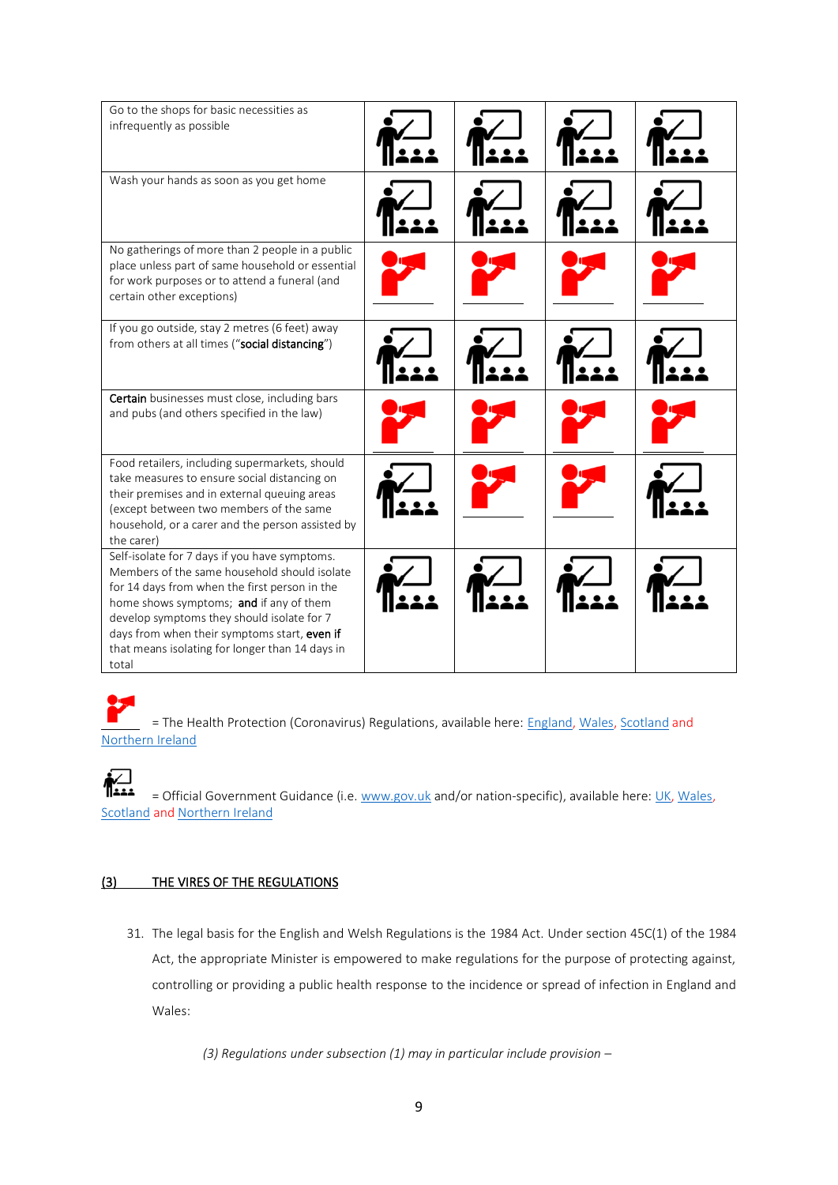| | | | | |
|---|---|---|---|---|
| Go to the shops for basic necessities as infrequently as possible | [Guidance] | [Guidance] | [Guidance] | [Guidance] |
| Wash your hands as soon as you get home | [Guidance] | [Guidance] | [Guidance] | [Guidance] |
| No gatherings of more than 2 people in a public place unless part of same household or essential for work purposes or to attend a funeral (and certain other exceptions) | [Regulations] | [Regulations] | [Regulations] | [Regulations] |
| If you go outside, stay 2 metres (6 feet) away from others at all times ("**social distancing**") | [Guidance] | [Guidance] | [Guidance] | [Guidance] |
| **Certain** businesses must close, including bars and pubs (and others specified in the law) | [Regulations] | [Regulations] | [Regulations] | [Regulations] |
| Food retailers, including supermarkets, should take measures to ensure social distancing on their premises and in external queuing areas (except between two members of the same household, or a carer and the person assisted by the carer) | [Guidance] | [Regulations] | [Regulations] | [Guidance] |
| Self-isolate for 7 days if you have symptoms. Members of the same household should isolate for 14 days from when the first person in the home shows symptoms; **and** if any of them develop symptoms they should isolate for 7 days from when their symptoms start, **even if** that means isolating for longer than 14 days in total | [Guidance] | [Guidance] | [Guidance] | [Guidance] |

[Regulations] = The Health Protection (Coronavirus) Regulations, available here: England, Wales, Scotland and Northern Ireland

[Guidance] = Official Government Guidance (i.e. www.gov.uk and/or nation-specific), available here: UK, Wales, Scotland and Northern Ireland

## (3) THE VIRES OF THE REGULATIONS

31. The legal basis for the English and Welsh Regulations is the 1984 Act. Under section 45C(1) of the 1984 Act, the appropriate Minister is empowered to make regulations for the purpose of protecting against, controlling or providing a public health response to the incidence or spread of infection in England and Wales:

*(3) Regulations under subsection (1) may in particular include provision –*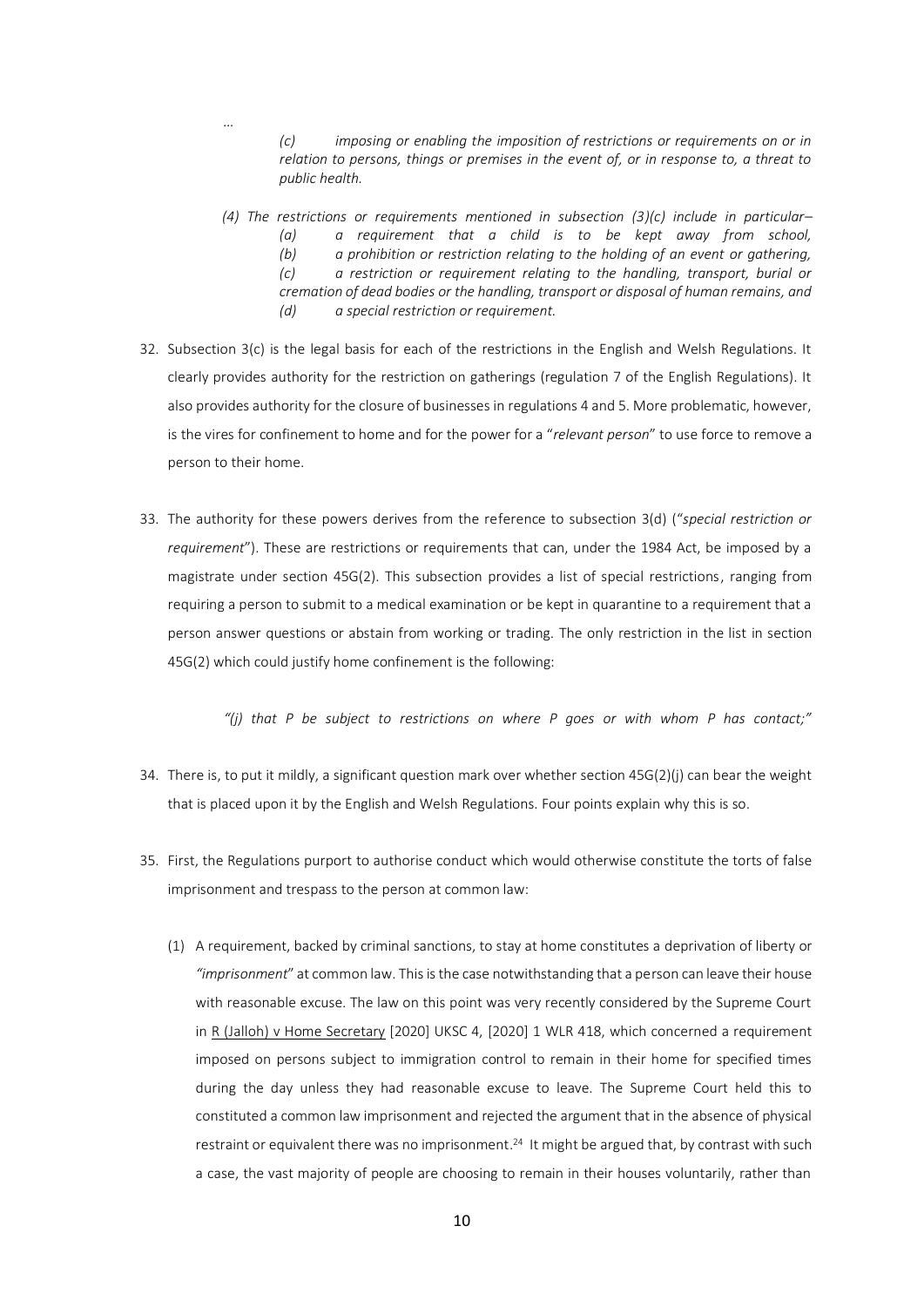…

> *(c) imposing or enabling the imposition of restrictions or requirements on or in relation to persons, things or premises in the event of, or in response to, a threat to public health.*
>
> *(4) The restrictions or requirements mentioned in subsection (3)(c) include in particular–*
> *(a) a requirement that a child is to be kept away from school,*
> *(b) a prohibition or restriction relating to the holding of an event or gathering,*
> *(c) a restriction or requirement relating to the handling, transport, burial or cremation of dead bodies or the handling, transport or disposal of human remains, and*
> *(d) a special restriction or requirement.*

32. Subsection 3(c) is the legal basis for each of the restrictions in the English and Welsh Regulations. It clearly provides authority for the restriction on gatherings (regulation 7 of the English Regulations). It also provides authority for the closure of businesses in regulations 4 and 5. More problematic, however, is the vires for confinement to home and for the power for a "*relevant person*" to use force to remove a person to their home.

33. The authority for these powers derives from the reference to subsection 3(d) ("*special restriction or requirement*"). These are restrictions or requirements that can, under the 1984 Act, be imposed by a magistrate under section 45G(2). This subsection provides a list of special restrictions, ranging from requiring a person to submit to a medical examination or be kept in quarantine to a requirement that a person answer questions or abstain from working or trading. The only restriction in the list in section 45G(2) which could justify home confinement is the following:

> *"(j) that P be subject to restrictions on where P goes or with whom P has contact;"*

34. There is, to put it mildly, a significant question mark over whether section 45G(2)(j) can bear the weight that is placed upon it by the English and Welsh Regulations. Four points explain why this is so.

35. First, the Regulations purport to authorise conduct which would otherwise constitute the torts of false imprisonment and trespass to the person at common law:

    (1) A requirement, backed by criminal sanctions, to stay at home constitutes a deprivation of liberty or *"imprisonment*" at common law. This is the case notwithstanding that a person can leave their house with reasonable excuse. The law on this point was very recently considered by the Supreme Court in R (Jalloh) v Home Secretary [2020] UKSC 4, [2020] 1 WLR 418, which concerned a requirement imposed on persons subject to immigration control to remain in their home for specified times during the day unless they had reasonable excuse to leave. The Supreme Court held this to constitute a common law imprisonment and rejected the argument that in the absence of physical restraint or equivalent there was no imprisonment.[24] It might be argued that, by contrast with such a case, the vast majority of people are choosing to remain in their houses voluntarily, rather than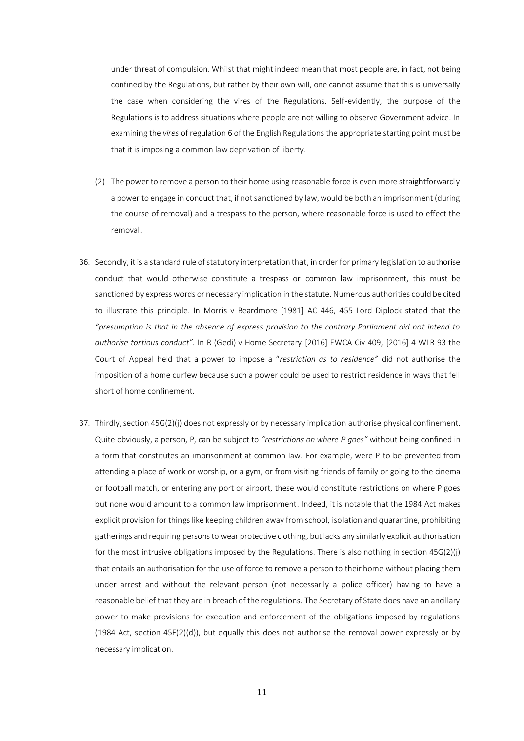under threat of compulsion. Whilst that might indeed mean that most people are, in fact, not being confined by the Regulations, but rather by their own will, one cannot assume that this is universally the case when considering the vires of the Regulations. Self-evidently, the purpose of the Regulations is to address situations where people are not willing to observe Government advice. In examining the *vires* of regulation 6 of the English Regulations the appropriate starting point must be that it is imposing a common law deprivation of liberty.

(2) The power to remove a person to their home using reasonable force is even more straightforwardly a power to engage in conduct that, if not sanctioned by law, would be both an imprisonment (during the course of removal) and a trespass to the person, where reasonable force is used to effect the removal.

36. Secondly, it is a standard rule of statutory interpretation that, in order for primary legislation to authorise conduct that would otherwise constitute a trespass or common law imprisonment, this must be sanctioned by express words or necessary implication in the statute. Numerous authorities could be cited to illustrate this principle. In Morris v Beardmore [1981] AC 446, 455 Lord Diplock stated that the *"presumption is that in the absence of express provision to the contrary Parliament did not intend to authorise tortious conduct".* In R (Gedi) v Home Secretary [2016] EWCA Civ 409, [2016] 4 WLR 93 the Court of Appeal held that a power to impose a "*restriction as to residence"* did not authorise the imposition of a home curfew because such a power could be used to restrict residence in ways that fell short of home confinement.

37. Thirdly, section 45G(2)(j) does not expressly or by necessary implication authorise physical confinement. Quite obviously, a person, P, can be subject to *"restrictions on where P goes"* without being confined in a form that constitutes an imprisonment at common law. For example, were P to be prevented from attending a place of work or worship, or a gym, or from visiting friends of family or going to the cinema or football match, or entering any port or airport, these would constitute restrictions on where P goes but none would amount to a common law imprisonment. Indeed, it is notable that the 1984 Act makes explicit provision for things like keeping children away from school, isolation and quarantine, prohibiting gatherings and requiring persons to wear protective clothing, but lacks any similarly explicit authorisation for the most intrusive obligations imposed by the Regulations. There is also nothing in section 45G(2)(j) that entails an authorisation for the use of force to remove a person to their home without placing them under arrest and without the relevant person (not necessarily a police officer) having to have a reasonable belief that they are in breach of the regulations. The Secretary of State does have an ancillary power to make provisions for execution and enforcement of the obligations imposed by regulations (1984 Act, section 45F(2)(d)), but equally this does not authorise the removal power expressly or by necessary implication.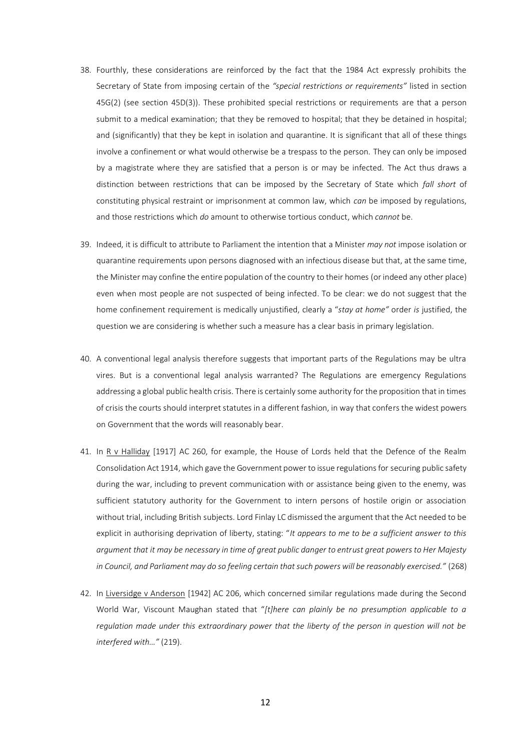38. Fourthly, these considerations are reinforced by the fact that the 1984 Act expressly prohibits the Secretary of State from imposing certain of the *"special restrictions or requirements"* listed in section 45G(2) (see section 45D(3)). These prohibited special restrictions or requirements are that a person submit to a medical examination; that they be removed to hospital; that they be detained in hospital; and (significantly) that they be kept in isolation and quarantine. It is significant that all of these things involve a confinement or what would otherwise be a trespass to the person. They can only be imposed by a magistrate where they are satisfied that a person is or may be infected. The Act thus draws a distinction between restrictions that can be imposed by the Secretary of State which *fall short* of constituting physical restraint or imprisonment at common law, which *can* be imposed by regulations, and those restrictions which *do* amount to otherwise tortious conduct, which *cannot* be.

39. Indeed, it is difficult to attribute to Parliament the intention that a Minister *may not* impose isolation or quarantine requirements upon persons diagnosed with an infectious disease but that, at the same time, the Minister may confine the entire population of the country to their homes (or indeed any other place) even when most people are not suspected of being infected. To be clear: we do not suggest that the home confinement requirement is medically unjustified, clearly a "*stay at home"* order *is* justified, the question we are considering is whether such a measure has a clear basis in primary legislation.

40. A conventional legal analysis therefore suggests that important parts of the Regulations may be ultra vires. But is a conventional legal analysis warranted? The Regulations are emergency Regulations addressing a global public health crisis. There is certainly some authority for the proposition that in times of crisis the courts should interpret statutes in a different fashion, in way that confers the widest powers on Government that the words will reasonably bear.

41. In R v Halliday [1917] AC 260, for example, the House of Lords held that the Defence of the Realm Consolidation Act 1914, which gave the Government power to issue regulations for securing public safety during the war, including to prevent communication with or assistance being given to the enemy, was sufficient statutory authority for the Government to intern persons of hostile origin or association without trial, including British subjects. Lord Finlay LC dismissed the argument that the Act needed to be explicit in authorising deprivation of liberty, stating: "*It appears to me to be a sufficient answer to this argument that it may be necessary in time of great public danger to entrust great powers to Her Majesty in Council, and Parliament may do so feeling certain that such powers will be reasonably exercised."* (268)

42. In Liversidge v Anderson [1942] AC 206, which concerned similar regulations made during the Second World War, Viscount Maughan stated that "*[t]here can plainly be no presumption applicable to a regulation made under this extraordinary power that the liberty of the person in question will not be interfered with…"* (219).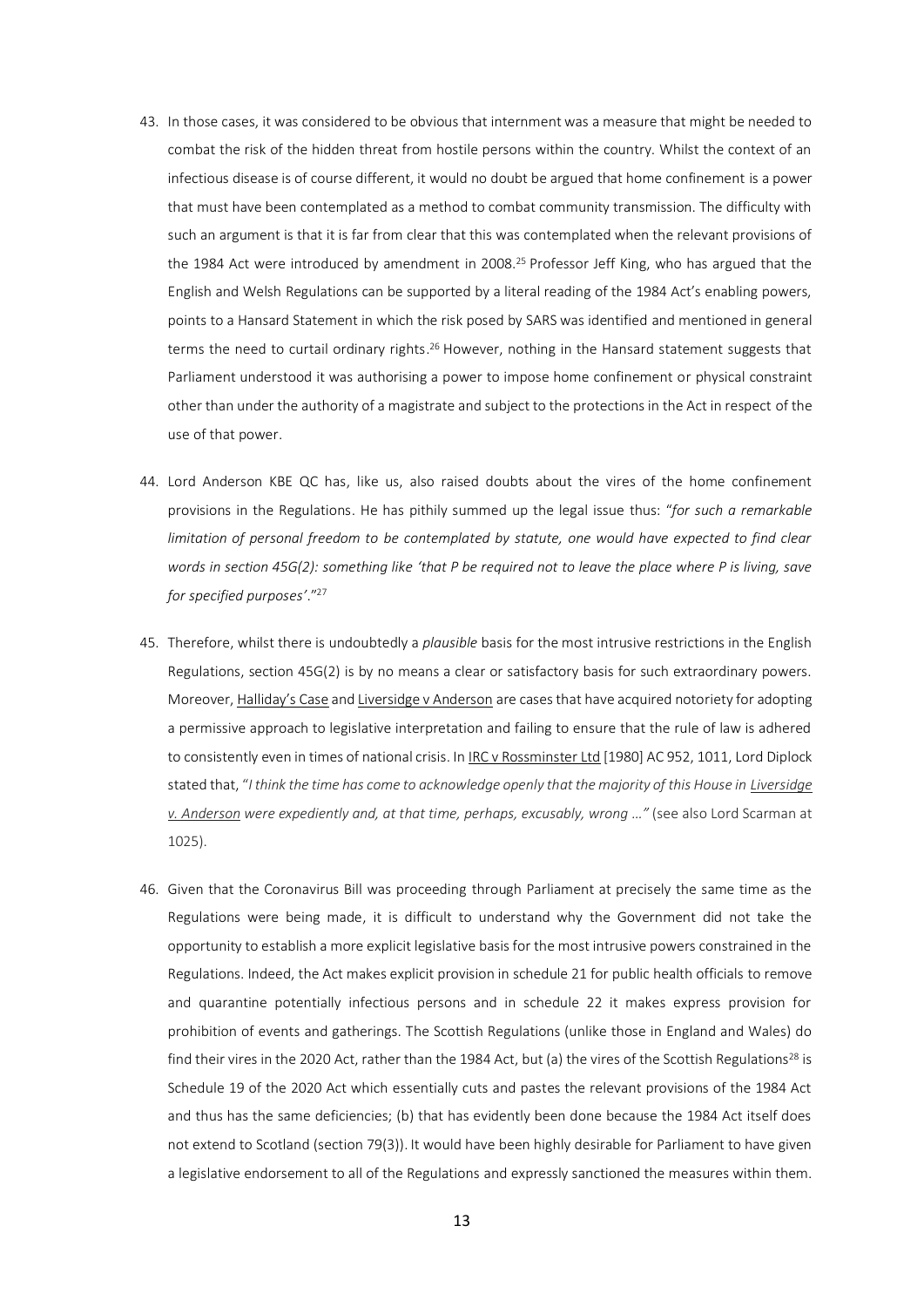43. In those cases, it was considered to be obvious that internment was a measure that might be needed to combat the risk of the hidden threat from hostile persons within the country. Whilst the context of an infectious disease is of course different, it would no doubt be argued that home confinement is a power that must have been contemplated as a method to combat community transmission. The difficulty with such an argument is that it is far from clear that this was contemplated when the relevant provisions of the 1984 Act were introduced by amendment in 2008.[25] Professor Jeff King, who has argued that the English and Welsh Regulations can be supported by a literal reading of the 1984 Act's enabling powers, points to a Hansard Statement in which the risk posed by SARS was identified and mentioned in general terms the need to curtail ordinary rights.[26] However, nothing in the Hansard statement suggests that Parliament understood it was authorising a power to impose home confinement or physical constraint other than under the authority of a magistrate and subject to the protections in the Act in respect of the use of that power.

44. Lord Anderson KBE QC has, like us, also raised doubts about the vires of the home confinement provisions in the Regulations. He has pithily summed up the legal issue thus: "*for such a remarkable limitation of personal freedom to be contemplated by statute, one would have expected to find clear words in section 45G(2): something like 'that P be required not to leave the place where P is living, save for specified purposes'*."[27]

45. Therefore, whilst there is undoubtedly a *plausible* basis for the most intrusive restrictions in the English Regulations, section 45G(2) is by no means a clear or satisfactory basis for such extraordinary powers. Moreover, Halliday's Case and Liversidge v Anderson are cases that have acquired notoriety for adopting a permissive approach to legislative interpretation and failing to ensure that the rule of law is adhered to consistently even in times of national crisis. In IRC v Rossminster Ltd [1980] AC 952, 1011, Lord Diplock stated that, "*I think the time has come to acknowledge openly that the majority of this House in Liversidge v. Anderson were expediently and, at that time, perhaps, excusably, wrong …*" (see also Lord Scarman at 1025).

46. Given that the Coronavirus Bill was proceeding through Parliament at precisely the same time as the Regulations were being made, it is difficult to understand why the Government did not take the opportunity to establish a more explicit legislative basis for the most intrusive powers constrained in the Regulations. Indeed, the Act makes explicit provision in schedule 21 for public health officials to remove and quarantine potentially infectious persons and in schedule 22 it makes express provision for prohibition of events and gatherings. The Scottish Regulations (unlike those in England and Wales) do find their vires in the 2020 Act, rather than the 1984 Act, but (a) the vires of the Scottish Regulations[28] is Schedule 19 of the 2020 Act which essentially cuts and pastes the relevant provisions of the 1984 Act and thus has the same deficiencies; (b) that has evidently been done because the 1984 Act itself does not extend to Scotland (section 79(3)). It would have been highly desirable for Parliament to have given a legislative endorsement to all of the Regulations and expressly sanctioned the measures within them.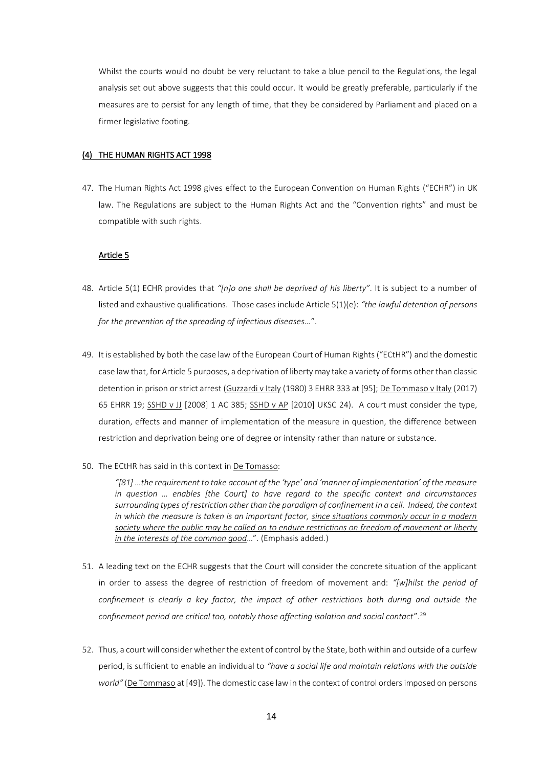Whilst the courts would no doubt be very reluctant to take a blue pencil to the Regulations, the legal analysis set out above suggests that this could occur. It would be greatly preferable, particularly if the measures are to persist for any length of time, that they be considered by Parliament and placed on a firmer legislative footing.

## (4) THE HUMAN RIGHTS ACT 1998

47. The Human Rights Act 1998 gives effect to the European Convention on Human Rights ("ECHR") in UK law. The Regulations are subject to the Human Rights Act and the "Convention rights" and must be compatible with such rights.

### Article 5

48. Article 5(1) ECHR provides that *"[n]o one shall be deprived of his liberty"*. It is subject to a number of listed and exhaustive qualifications. Those cases include Article 5(1)(e): *"the lawful detention of persons for the prevention of the spreading of infectious diseases…"*.

49. It is established by both the case law of the European Court of Human Rights ("ECtHR") and the domestic case law that, for Article 5 purposes, a deprivation of liberty may take a variety of forms other than classic detention in prison or strict arrest (Guzzardi v Italy (1980) 3 EHRR 333 at [95]; De Tommaso v Italy (2017) 65 EHRR 19; SSHD v JJ [2008] 1 AC 385; SSHD v AP [2010] UKSC 24). A court must consider the type, duration, effects and manner of implementation of the measure in question, the difference between restriction and deprivation being one of degree or intensity rather than nature or substance.

50. The ECtHR has said in this context in De Tomasso:

> *"[81] …the requirement to take account of the 'type' and 'manner of implementation' of the measure in question … enables [the Court] to have regard to the specific context and circumstances surrounding types of restriction other than the paradigm of confinement in a cell. Indeed, the context in which the measure is taken is an important factor, since situations commonly occur in a modern society where the public may be called on to endure restrictions on freedom of movement or liberty in the interests of the common good…"*. (Emphasis added.)

51. A leading text on the ECHR suggests that the Court will consider the concrete situation of the applicant in order to assess the degree of restriction of freedom of movement and: *"[w]hilst the period of confinement is clearly a key factor, the impact of other restrictions both during and outside the confinement period are critical too, notably those affecting isolation and social contact"*.[29]

52. Thus, a court will consider whether the extent of control by the State, both within and outside of a curfew period, is sufficient to enable an individual to *"have a social life and maintain relations with the outside world"* (De Tommaso at [49]). The domestic case law in the context of control orders imposed on persons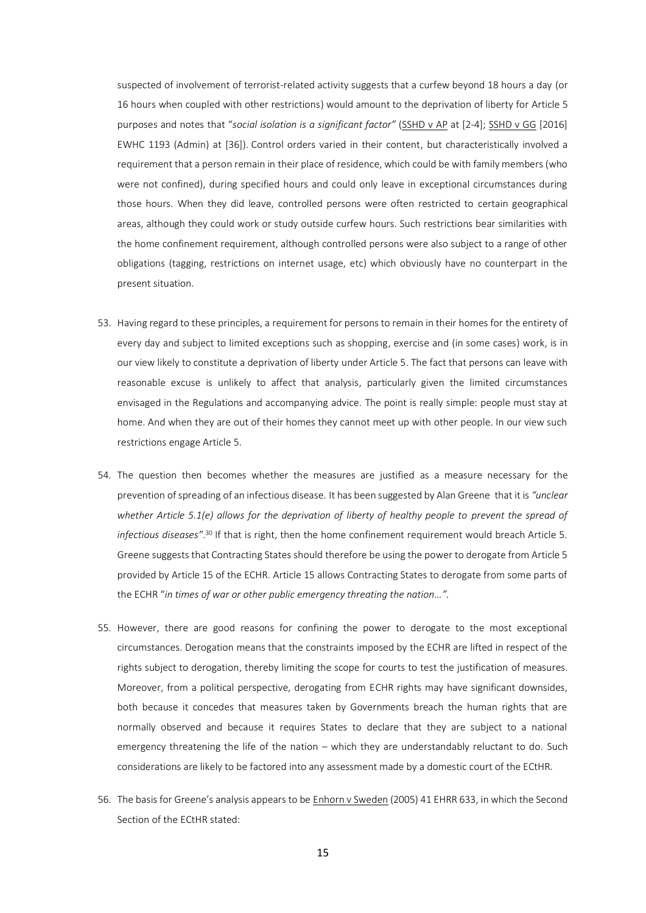suspected of involvement of terrorist-related activity suggests that a curfew beyond 18 hours a day (or 16 hours when coupled with other restrictions) would amount to the deprivation of liberty for Article 5 purposes and notes that "*social isolation is a significant factor*" (SSHD v AP at [2-4]; SSHD v GG [2016] EWHC 1193 (Admin) at [36]). Control orders varied in their content, but characteristically involved a requirement that a person remain in their place of residence, which could be with family members (who were not confined), during specified hours and could only leave in exceptional circumstances during those hours. When they did leave, controlled persons were often restricted to certain geographical areas, although they could work or study outside curfew hours. Such restrictions bear similarities with the home confinement requirement, although controlled persons were also subject to a range of other obligations (tagging, restrictions on internet usage, etc) which obviously have no counterpart in the present situation.

53. Having regard to these principles, a requirement for persons to remain in their homes for the entirety of every day and subject to limited exceptions such as shopping, exercise and (in some cases) work, is in our view likely to constitute a deprivation of liberty under Article 5. The fact that persons can leave with reasonable excuse is unlikely to affect that analysis, particularly given the limited circumstances envisaged in the Regulations and accompanying advice. The point is really simple: people must stay at home. And when they are out of their homes they cannot meet up with other people. In our view such restrictions engage Article 5.

54. The question then becomes whether the measures are justified as a measure necessary for the prevention of spreading of an infectious disease. It has been suggested by Alan Greene that it is *"unclear whether Article 5.1(e) allows for the deprivation of liberty of healthy people to prevent the spread of infectious diseases"*.[30] If that is right, then the home confinement requirement would breach Article 5. Greene suggests that Contracting States should therefore be using the power to derogate from Article 5 provided by Article 15 of the ECHR. Article 15 allows Contracting States to derogate from some parts of the ECHR "*in times of war or other public emergency threating the nation…"*.

55. However, there are good reasons for confining the power to derogate to the most exceptional circumstances. Derogation means that the constraints imposed by the ECHR are lifted in respect of the rights subject to derogation, thereby limiting the scope for courts to test the justification of measures. Moreover, from a political perspective, derogating from ECHR rights may have significant downsides, both because it concedes that measures taken by Governments breach the human rights that are normally observed and because it requires States to declare that they are subject to a national emergency threatening the life of the nation – which they are understandably reluctant to do. Such considerations are likely to be factored into any assessment made by a domestic court of the ECtHR.

56. The basis for Greene's analysis appears to be Enhorn v Sweden (2005) 41 EHRR 633, in which the Second Section of the ECtHR stated: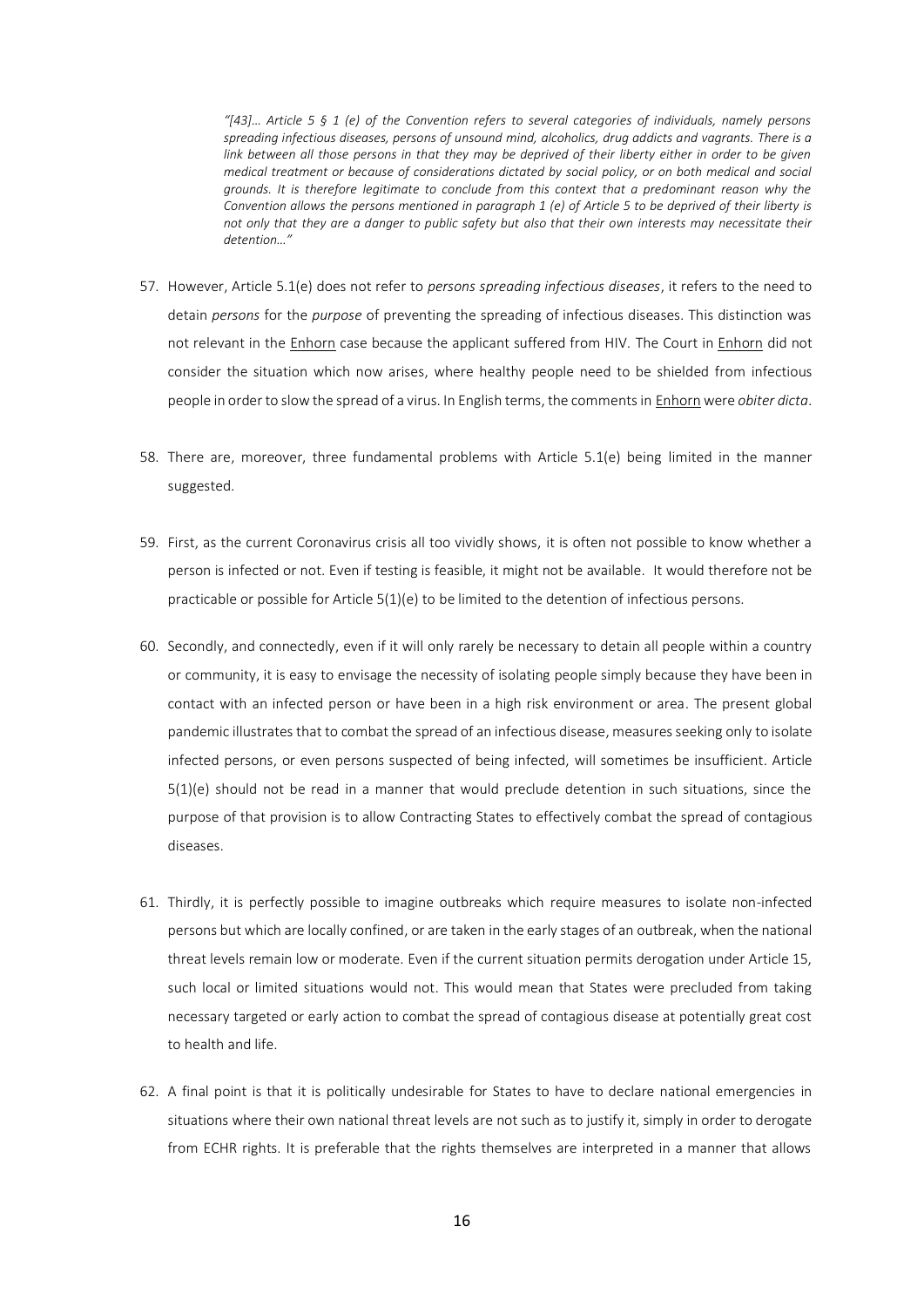> *"[43]… Article 5 § 1 (e) of the Convention refers to several categories of individuals, namely persons spreading infectious diseases, persons of unsound mind, alcoholics, drug addicts and vagrants. There is a link between all those persons in that they may be deprived of their liberty either in order to be given medical treatment or because of considerations dictated by social policy, or on both medical and social grounds. It is therefore legitimate to conclude from this context that a predominant reason why the Convention allows the persons mentioned in paragraph 1 (e) of Article 5 to be deprived of their liberty is not only that they are a danger to public safety but also that their own interests may necessitate their detention…"*

57. However, Article 5.1(e) does not refer to *persons spreading infectious diseases*, it refers to the need to detain *persons* for the *purpose* of preventing the spreading of infectious diseases. This distinction was not relevant in the Enhorn case because the applicant suffered from HIV. The Court in Enhorn did not consider the situation which now arises, where healthy people need to be shielded from infectious people in order to slow the spread of a virus. In English terms, the comments in Enhorn were *obiter dicta*.

58. There are, moreover, three fundamental problems with Article 5.1(e) being limited in the manner suggested.

59. First, as the current Coronavirus crisis all too vividly shows, it is often not possible to know whether a person is infected or not. Even if testing is feasible, it might not be available. It would therefore not be practicable or possible for Article 5(1)(e) to be limited to the detention of infectious persons.

60. Secondly, and connectedly, even if it will only rarely be necessary to detain all people within a country or community, it is easy to envisage the necessity of isolating people simply because they have been in contact with an infected person or have been in a high risk environment or area. The present global pandemic illustrates that to combat the spread of an infectious disease, measures seeking only to isolate infected persons, or even persons suspected of being infected, will sometimes be insufficient. Article 5(1)(e) should not be read in a manner that would preclude detention in such situations, since the purpose of that provision is to allow Contracting States to effectively combat the spread of contagious diseases.

61. Thirdly, it is perfectly possible to imagine outbreaks which require measures to isolate non-infected persons but which are locally confined, or are taken in the early stages of an outbreak, when the national threat levels remain low or moderate. Even if the current situation permits derogation under Article 15, such local or limited situations would not. This would mean that States were precluded from taking necessary targeted or early action to combat the spread of contagious disease at potentially great cost to health and life.

62. A final point is that it is politically undesirable for States to have to declare national emergencies in situations where their own national threat levels are not such as to justify it, simply in order to derogate from ECHR rights. It is preferable that the rights themselves are interpreted in a manner that allows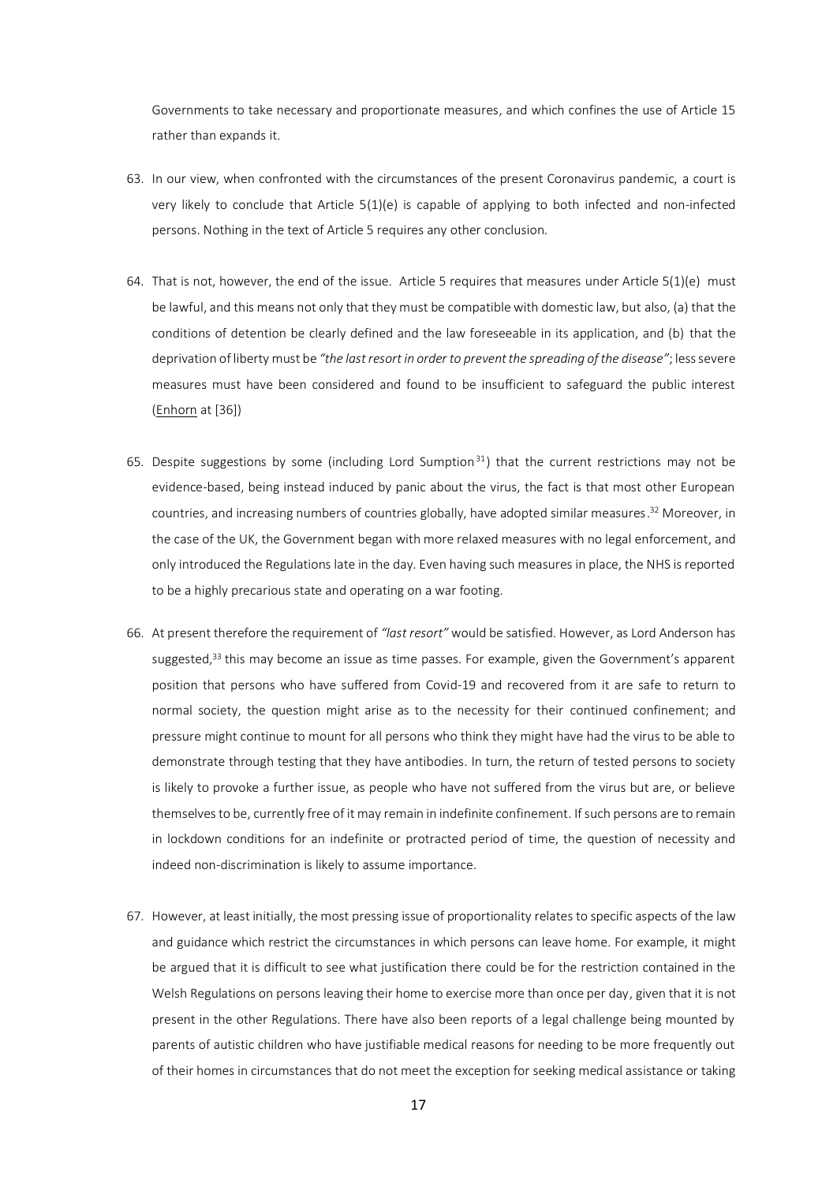Governments to take necessary and proportionate measures, and which confines the use of Article 15 rather than expands it.

63. In our view, when confronted with the circumstances of the present Coronavirus pandemic, a court is very likely to conclude that Article 5(1)(e) is capable of applying to both infected and non-infected persons. Nothing in the text of Article 5 requires any other conclusion.

64. That is not, however, the end of the issue. Article 5 requires that measures under Article 5(1)(e) must be lawful, and this means not only that they must be compatible with domestic law, but also, (a) that the conditions of detention be clearly defined and the law foreseeable in its application, and (b) that the deprivation of liberty must be *"the last resort in order to prevent the spreading of the disease"*; less severe measures must have been considered and found to be insufficient to safeguard the public interest (Enhorn at [36])

65. Despite suggestions by some (including Lord Sumption[31]) that the current restrictions may not be evidence-based, being instead induced by panic about the virus, the fact is that most other European countries, and increasing numbers of countries globally, have adopted similar measures.[32] Moreover, in the case of the UK, the Government began with more relaxed measures with no legal enforcement, and only introduced the Regulations late in the day. Even having such measures in place, the NHS is reported to be a highly precarious state and operating on a war footing.

66. At present therefore the requirement of *"last resort"* would be satisfied. However, as Lord Anderson has suggested,[33] this may become an issue as time passes. For example, given the Government's apparent position that persons who have suffered from Covid-19 and recovered from it are safe to return to normal society, the question might arise as to the necessity for their continued confinement; and pressure might continue to mount for all persons who think they might have had the virus to be able to demonstrate through testing that they have antibodies. In turn, the return of tested persons to society is likely to provoke a further issue, as people who have not suffered from the virus but are, or believe themselves to be, currently free of it may remain in indefinite confinement. If such persons are to remain in lockdown conditions for an indefinite or protracted period of time, the question of necessity and indeed non-discrimination is likely to assume importance.

67. However, at least initially, the most pressing issue of proportionality relates to specific aspects of the law and guidance which restrict the circumstances in which persons can leave home. For example, it might be argued that it is difficult to see what justification there could be for the restriction contained in the Welsh Regulations on persons leaving their home to exercise more than once per day, given that it is not present in the other Regulations. There have also been reports of a legal challenge being mounted by parents of autistic children who have justifiable medical reasons for needing to be more frequently out of their homes in circumstances that do not meet the exception for seeking medical assistance or taking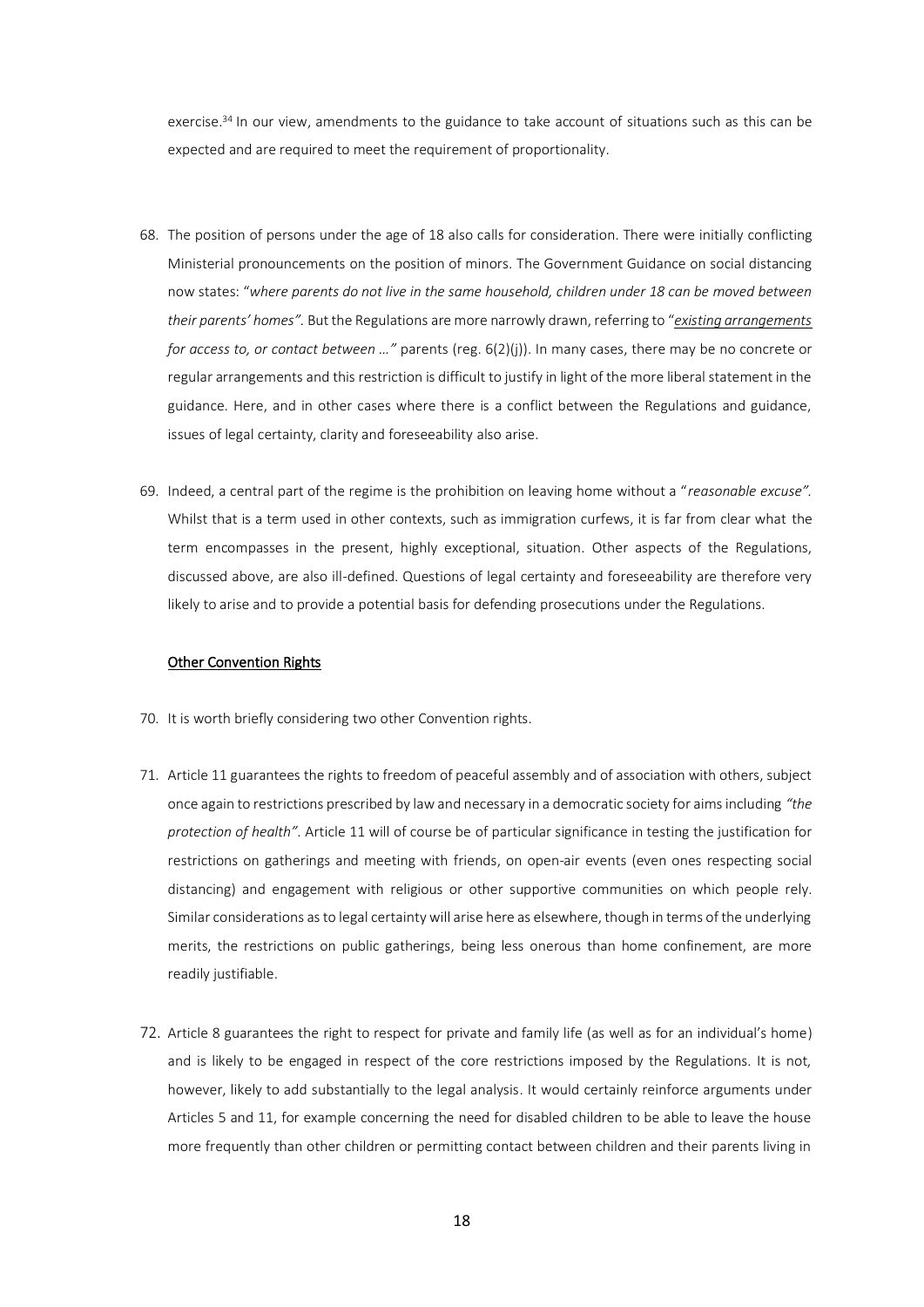exercise.[34] In our view, amendments to the guidance to take account of situations such as this can be expected and are required to meet the requirement of proportionality.

68. The position of persons under the age of 18 also calls for consideration. There were initially conflicting Ministerial pronouncements on the position of minors. The Government Guidance on social distancing now states: "*where parents do not live in the same household, children under 18 can be moved between their parents' homes*". But the Regulations are more narrowly drawn, referring to "*existing arrangements for access to, or contact between …*" parents (reg. 6(2)(j)). In many cases, there may be no concrete or regular arrangements and this restriction is difficult to justify in light of the more liberal statement in the guidance. Here, and in other cases where there is a conflict between the Regulations and guidance, issues of legal certainty, clarity and foreseeability also arise.

69. Indeed, a central part of the regime is the prohibition on leaving home without a "*reasonable excuse*". Whilst that is a term used in other contexts, such as immigration curfews, it is far from clear what the term encompasses in the present, highly exceptional, situation. Other aspects of the Regulations, discussed above, are also ill-defined. Questions of legal certainty and foreseeability are therefore very likely to arise and to provide a potential basis for defending prosecutions under the Regulations.

### Other Convention Rights

70. It is worth briefly considering two other Convention rights.

71. Article 11 guarantees the rights to freedom of peaceful assembly and of association with others, subject once again to restrictions prescribed by law and necessary in a democratic society for aims including *"the protection of health"*. Article 11 will of course be of particular significance in testing the justification for restrictions on gatherings and meeting with friends, on open-air events (even ones respecting social distancing) and engagement with religious or other supportive communities on which people rely. Similar considerations as to legal certainty will arise here as elsewhere, though in terms of the underlying merits, the restrictions on public gatherings, being less onerous than home confinement, are more readily justifiable.

72. Article 8 guarantees the right to respect for private and family life (as well as for an individual's home) and is likely to be engaged in respect of the core restrictions imposed by the Regulations. It is not, however, likely to add substantially to the legal analysis. It would certainly reinforce arguments under Articles 5 and 11, for example concerning the need for disabled children to be able to leave the house more frequently than other children or permitting contact between children and their parents living in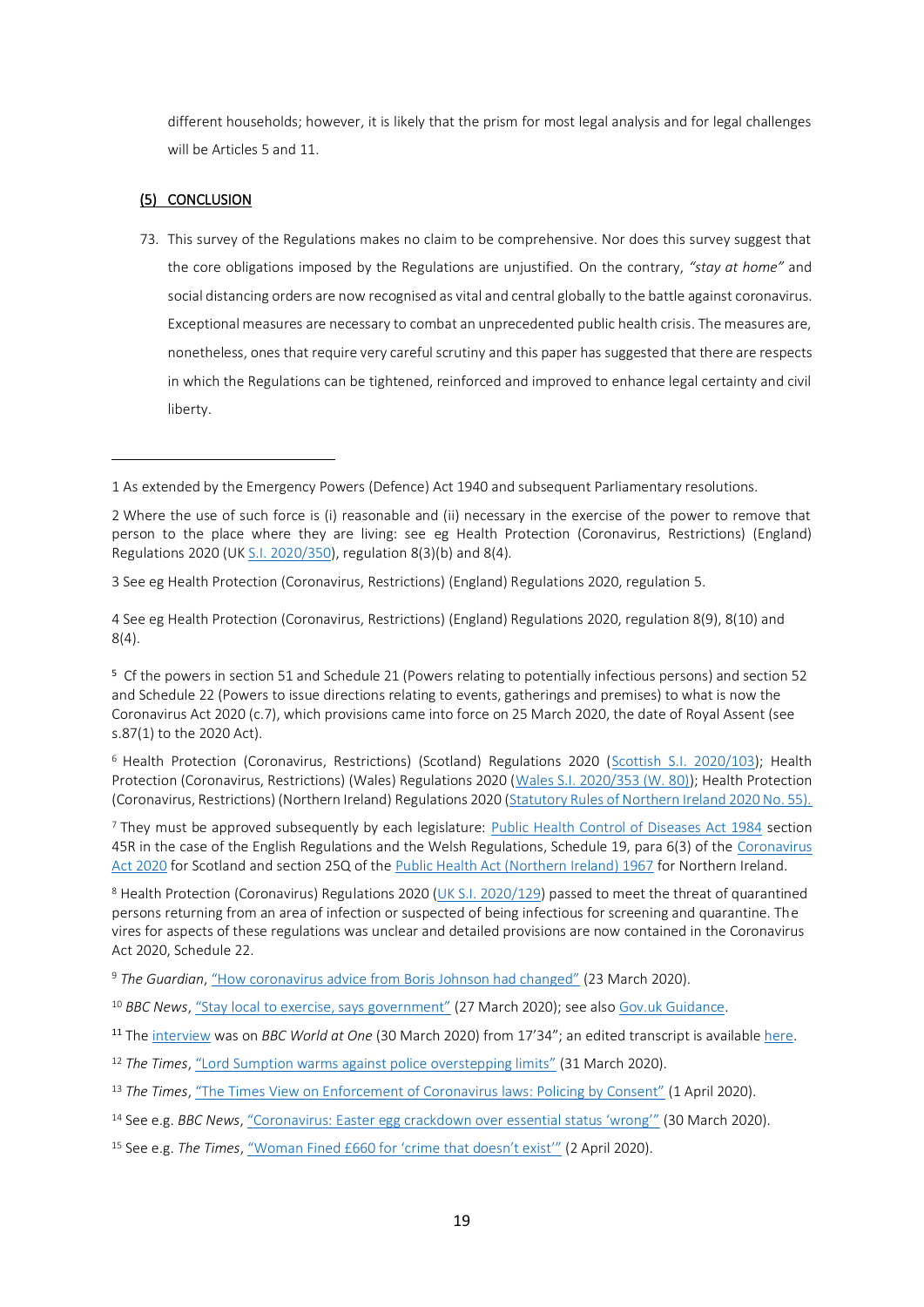different households; however, it is likely that the prism for most legal analysis and for legal challenges will be Articles 5 and 11.

## (5) CONCLUSION

73. This survey of the Regulations makes no claim to be comprehensive. Nor does this survey suggest that the core obligations imposed by the Regulations are unjustified. On the contrary, *"stay at home"* and social distancing orders are now recognised as vital and central globally to the battle against coronavirus. Exceptional measures are necessary to combat an unprecedented public health crisis. The measures are, nonetheless, ones that require very careful scrutiny and this paper has suggested that there are respects in which the Regulations can be tightened, reinforced and improved to enhance legal certainty and civil liberty.

---

1 As extended by the Emergency Powers (Defence) Act 1940 and subsequent Parliamentary resolutions.

2 Where the use of such force is (i) reasonable and (ii) necessary in the exercise of the power to remove that person to the place where they are living: see eg Health Protection (Coronavirus, Restrictions) (England) Regulations 2020 (UK S.I. 2020/350), regulation 8(3)(b) and 8(4).

3 See eg Health Protection (Coronavirus, Restrictions) (England) Regulations 2020, regulation 5.

4 See eg Health Protection (Coronavirus, Restrictions) (England) Regulations 2020, regulation 8(9), 8(10) and 8(4).

5 Cf the powers in section 51 and Schedule 21 (Powers relating to potentially infectious persons) and section 52 and Schedule 22 (Powers to issue directions relating to events, gatherings and premises) to what is now the Coronavirus Act 2020 (c.7), which provisions came into force on 25 March 2020, the date of Royal Assent (see s.87(1) to the 2020 Act).

6 Health Protection (Coronavirus, Restrictions) (Scotland) Regulations 2020 (Scottish S.I. 2020/103); Health Protection (Coronavirus, Restrictions) (Wales) Regulations 2020 (Wales S.I. 2020/353 (W. 80)); Health Protection (Coronavirus, Restrictions) (Northern Ireland) Regulations 2020 (Statutory Rules of Northern Ireland 2020 No. 55).

7 They must be approved subsequently by each legislature: Public Health Control of Diseases Act 1984 section 45R in the case of the English Regulations and the Welsh Regulations, Schedule 19, para 6(3) of the Coronavirus Act 2020 for Scotland and section 25Q of the Public Health Act (Northern Ireland) 1967 for Northern Ireland.

8 Health Protection (Coronavirus) Regulations 2020 (UK S.I. 2020/129) passed to meet the threat of quarantined persons returning from an area of infection or suspected of being infectious for screening and quarantine. The vires for aspects of these regulations was unclear and detailed provisions are now contained in the Coronavirus Act 2020, Schedule 22.

9 *The Guardian*, "How coronavirus advice from Boris Johnson had changed" (23 March 2020).

10 *BBC News*, "Stay local to exercise, says government" (27 March 2020); see also Gov.uk Guidance.

11 The interview was on *BBC World at One* (30 March 2020) from 17'34"; an edited transcript is available here.

12 *The Times*, "Lord Sumption warms against police overstepping limits" (31 March 2020).

13 *The Times*, "The Times View on Enforcement of Coronavirus laws: Policing by Consent" (1 April 2020).

14 See e.g. *BBC News*, "Coronavirus: Easter egg crackdown over essential status 'wrong'" (30 March 2020).

15 See e.g. *The Times*, "Woman Fined £660 for 'crime that doesn't exist'" (2 April 2020).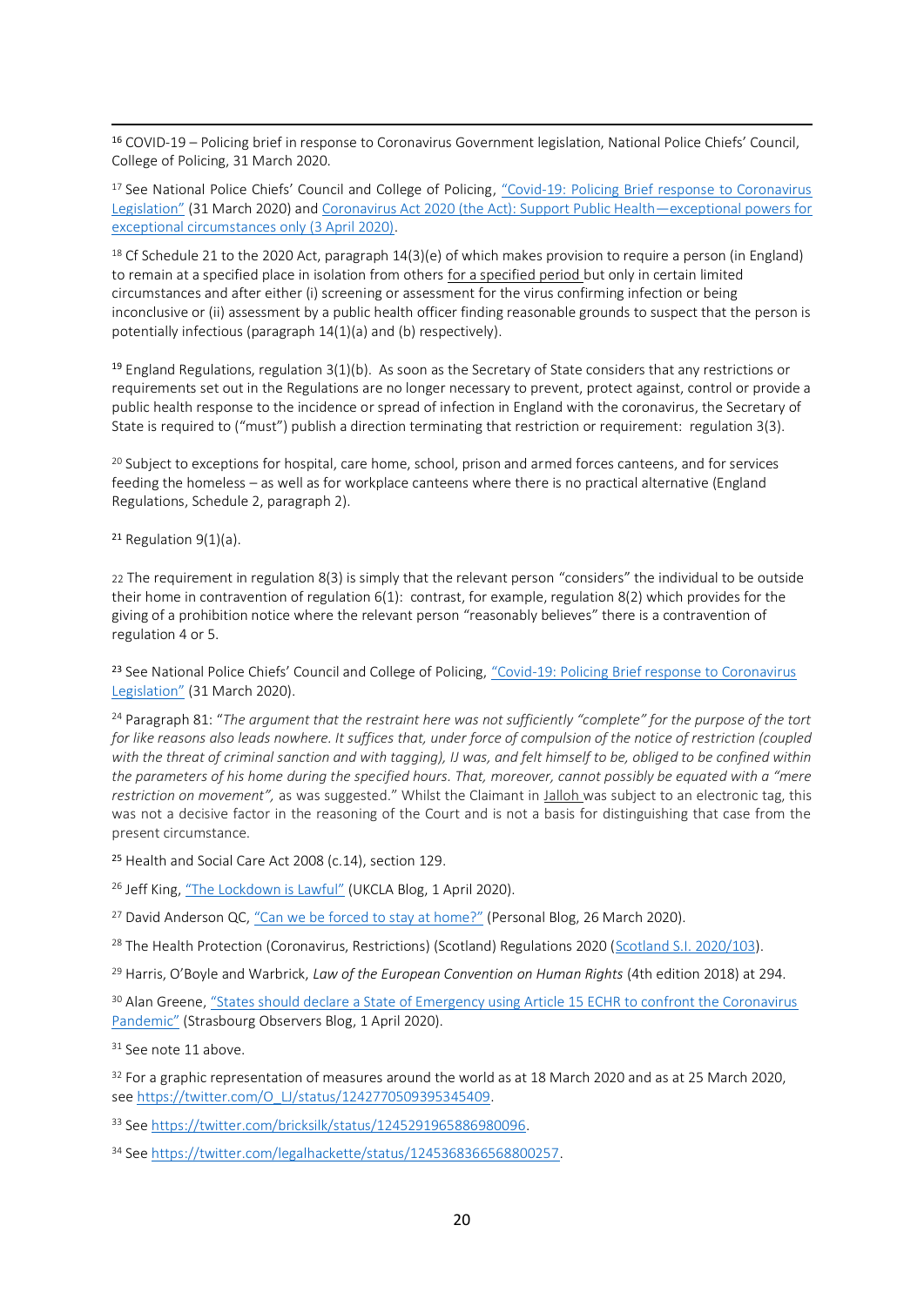[16] COVID-19 – Policing brief in response to Coronavirus Government legislation, National Police Chiefs' Council, College of Policing, 31 March 2020.

[17] See National Police Chiefs' Council and College of Policing, "Covid-19: Policing Brief response to Coronavirus Legislation" (31 March 2020) and Coronavirus Act 2020 (the Act): Support Public Health—exceptional powers for exceptional circumstances only (3 April 2020).

[18] Cf Schedule 21 to the 2020 Act, paragraph 14(3)(e) of which makes provision to require a person (in England) to remain at a specified place in isolation from others for a specified period but only in certain limited circumstances and after either (i) screening or assessment for the virus confirming infection or being inconclusive or (ii) assessment by a public health officer finding reasonable grounds to suspect that the person is potentially infectious (paragraph 14(1)(a) and (b) respectively).

[19] England Regulations, regulation 3(1)(b). As soon as the Secretary of State considers that any restrictions or requirements set out in the Regulations are no longer necessary to prevent, protect against, control or provide a public health response to the incidence or spread of infection in England with the coronavirus, the Secretary of State is required to ("must") publish a direction terminating that restriction or requirement: regulation 3(3).

[20] Subject to exceptions for hospital, care home, school, prison and armed forces canteens, and for services feeding the homeless – as well as for workplace canteens where there is no practical alternative (England Regulations, Schedule 2, paragraph 2).

[21] Regulation 9(1)(a).

[22] The requirement in regulation 8(3) is simply that the relevant person "considers" the individual to be outside their home in contravention of regulation 6(1): contrast, for example, regulation 8(2) which provides for the giving of a prohibition notice where the relevant person "reasonably believes" there is a contravention of regulation 4 or 5.

[23] See National Police Chiefs' Council and College of Policing, "Covid-19: Policing Brief response to Coronavirus Legislation" (31 March 2020).

[24] Paragraph 81: "*The argument that the restraint here was not sufficiently "complete" for the purpose of the tort for like reasons also leads nowhere. It suffices that, under force of compulsion of the notice of restriction (coupled with the threat of criminal sanction and with tagging), IJ was, and felt himself to be, obliged to be confined within the parameters of his home during the specified hours. That, moreover, cannot possibly be equated with a "mere restriction on movement",* as was suggested." Whilst the Claimant in Jalloh was subject to an electronic tag, this was not a decisive factor in the reasoning of the Court and is not a basis for distinguishing that case from the present circumstance.

[25] Health and Social Care Act 2008 (c.14), section 129.

[26] Jeff King, "The Lockdown is Lawful" (UKCLA Blog, 1 April 2020).

[27] David Anderson QC, "Can we be forced to stay at home?" (Personal Blog, 26 March 2020).

[28] The Health Protection (Coronavirus, Restrictions) (Scotland) Regulations 2020 (Scotland S.I. 2020/103).

[29] Harris, O'Boyle and Warbrick, *Law of the European Convention on Human Rights* (4th edition 2018) at 294.

[30] Alan Greene, "States should declare a State of Emergency using Article 15 ECHR to confront the Coronavirus Pandemic" (Strasbourg Observers Blog, 1 April 2020).

[31] See note 11 above.

[32] For a graphic representation of measures around the world as at 18 March 2020 and as at 25 March 2020, see https://twitter.com/O_LJ/status/1242770509395345409.

[33] See https://twitter.com/bricksilk/status/1245291965886980096.

[34] See https://twitter.com/legalhackette/status/1245368366568800257.